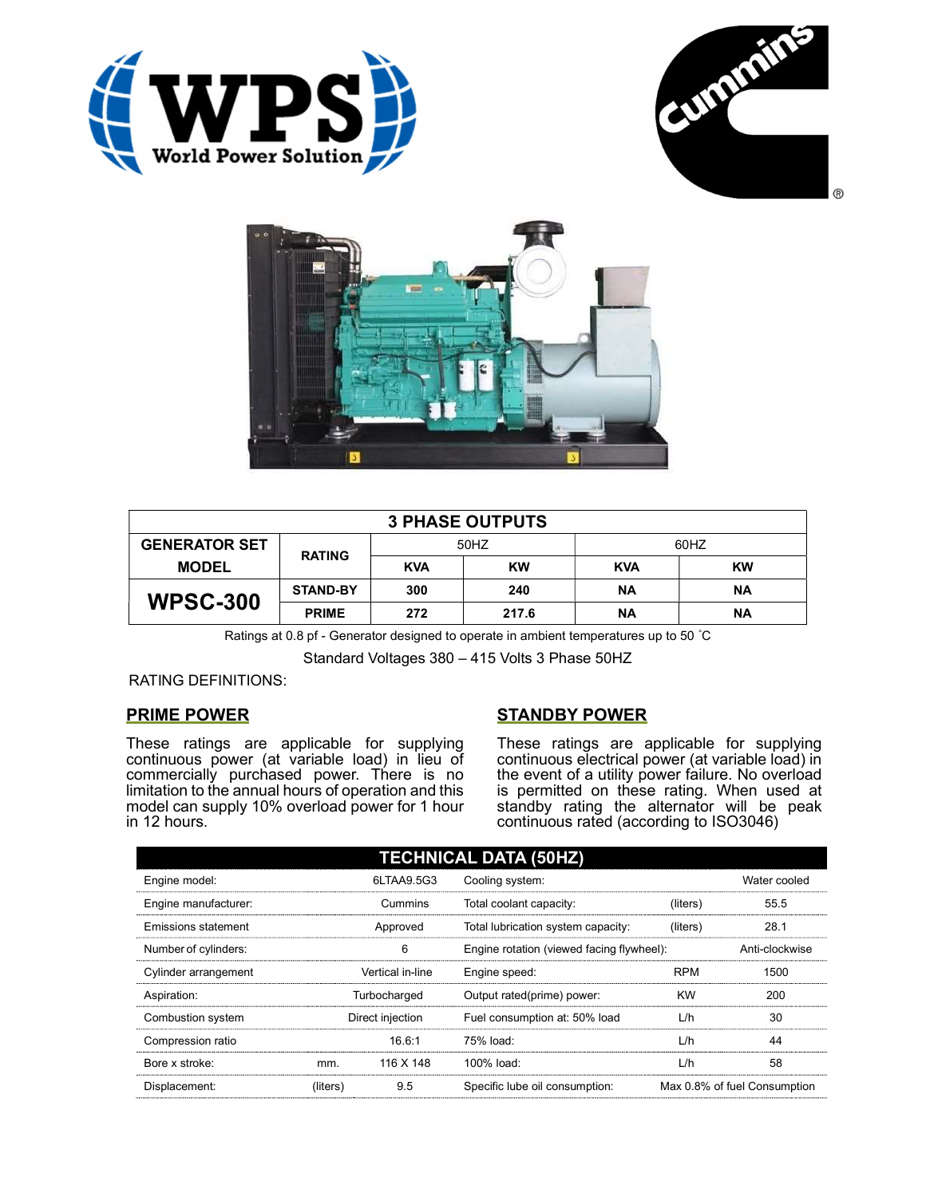## 3 PHASE OUTPUTS

| GENERATOR SET MODEL | RATING | 50HZ | | 60HZ | |
|---|---|---|---|---|---|
| | | KVA | KW | KVA | KW |
| WPSC-300 | STAND-BY | 300 | 240 | NA | NA |
| | PRIME | 272 | 217.6 | NA | NA |

Ratings at 0.8 pf - Generator designed to operate in ambient temperatures up to 50 ˚C

Standard Voltages 380 – 415 Volts 3 Phase 50HZ

RATING DEFINITIONS:

## PRIME POWER

These ratings are applicable for supplying continuous power (at variable load) in lieu of commercially purchased power. There is no limitation to the annual hours of operation and this model can supply 10% overload power for 1 hour in 12 hours.

## STANDBY POWER

These ratings are applicable for supplying continuous electrical power (at variable load) in the event of a utility power failure. No overload is permitted on these rating. When used at standby rating the alternator will be peak continuous rated (according to ISO3046)

## TECHNICAL DATA (50HZ)

| | | | | | |
|---|---|---|---|---|---|
| Engine model: | | 6LTAA9.5G3 | Cooling system: | | Water cooled |
| Engine manufacturer: | | Cummins | Total coolant capacity: | (liters) | 55.5 |
| Emissions statement | | Approved | Total lubrication system capacity: | (liters) | 28.1 |
| Number of cylinders: | | 6 | Engine rotation (viewed facing flywheel): | | Anti-clockwise |
| Cylinder arrangement | | Vertical in-line | Engine speed: | RPM | 1500 |
| Aspiration: | | Turbocharged | Output rated(prime) power: | KW | 200 |
| Combustion system | | Direct injection | Fuel consumption at: 50% load | L/h | 30 |
| Compression ratio | | 16.6:1 | 75% load: | L/h | 44 |
| Bore x stroke: | mm. | 116 X 148 | 100% load: | L/h | 58 |
| Displacement: | (liters) | 9.5 | Specific lube oil consumption: | | Max 0.8% of fuel Consumption |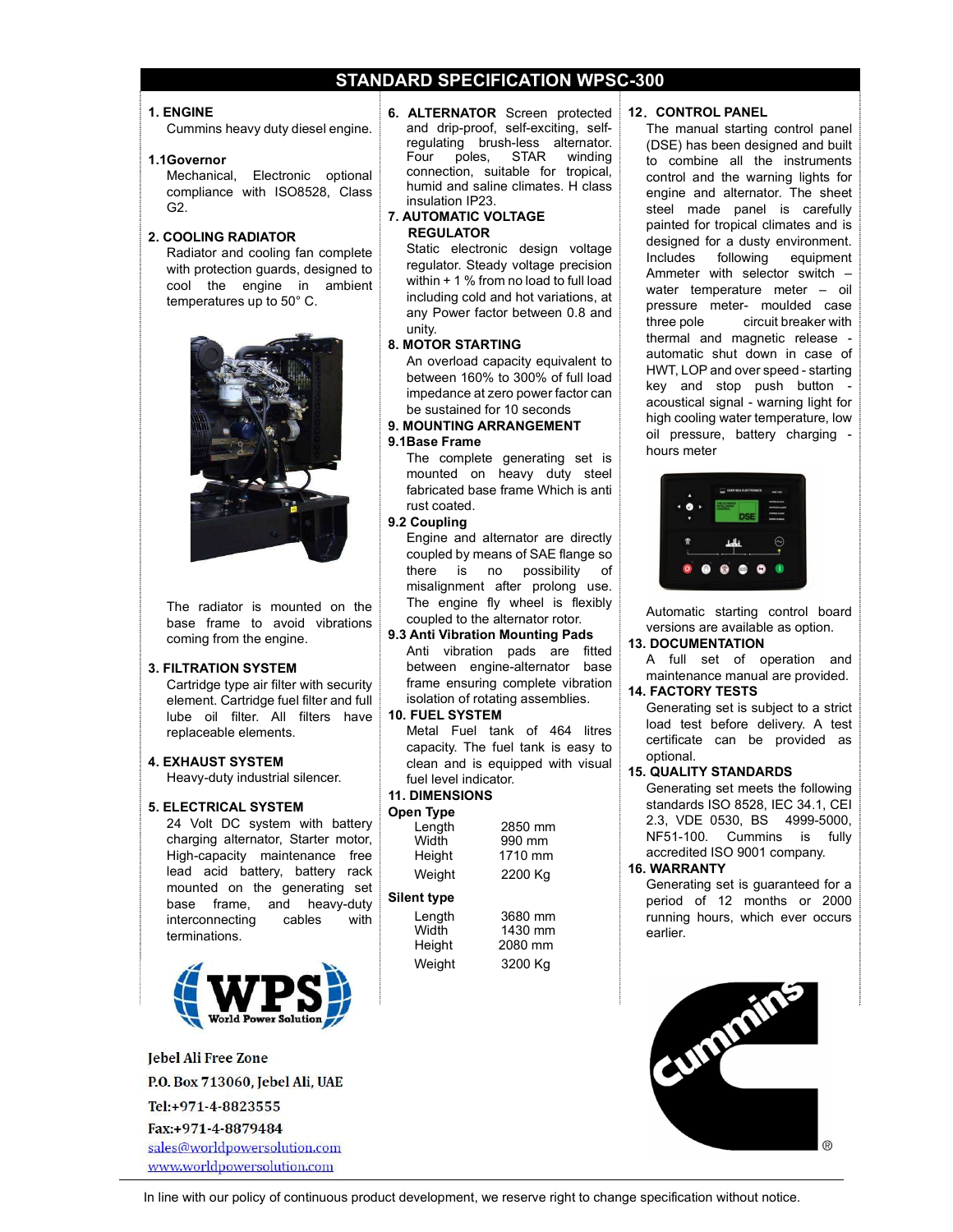# STANDARD SPECIFICATION WPSC-300

### 1. ENGINE
Cummins heavy duty diesel engine.

### 1.1Governor
Mechanical, Electronic optional compliance with ISO8528, Class G2.

### 2. COOLING RADIATOR
Radiator and cooling fan complete with protection guards, designed to cool the engine in ambient temperatures up to 50° C.

The radiator is mounted on the base frame to avoid vibrations coming from the engine.

### 3. FILTRATION SYSTEM
Cartridge type air filter with security element. Cartridge fuel filter and full lube oil filter. All filters have replaceable elements.

### 4. EXHAUST SYSTEM
Heavy-duty industrial silencer.

### 5. ELECTRICAL SYSTEM
24 Volt DC system with battery charging alternator, Starter motor, High-capacity maintenance free lead acid battery, battery rack mounted on the generating set base frame, and heavy-duty interconnecting cables with terminations.

### 6. ALTERNATOR
Screen protected and drip-proof, self-exciting, self-regulating brush-less alternator. Four poles, STAR winding connection, suitable for tropical, humid and saline climates. H class insulation IP23.

### 7. AUTOMATIC VOLTAGE REGULATOR
Static electronic design voltage regulator. Steady voltage precision within + 1 % from no load to full load including cold and hot variations, at any Power factor between 0.8 and unity.

### 8. MOTOR STARTING
An overload capacity equivalent to between 160% to 300% of full load impedance at zero power factor can be sustained for 10 seconds

### 9. MOUNTING ARRANGEMENT

### 9.1Base Frame
The complete generating set is mounted on heavy duty steel fabricated base frame Which is anti rust coated.

### 9.2 Coupling
Engine and alternator are directly coupled by means of SAE flange so there is no possibility of misalignment after prolong use. The engine fly wheel is flexibly coupled to the alternator rotor.

### 9.3 Anti Vibration Mounting Pads
Anti vibration pads are fitted between engine-alternator base frame ensuring complete vibration isolation of rotating assemblies.

### 10. FUEL SYSTEM
Metal Fuel tank of 464 litres capacity. The fuel tank is easy to clean and is equipped with visual fuel level indicator.

### 11. DIMENSIONS

**Open Type**

| | |
|---|---|
| Length | 2850 mm |
| Width | 990 mm |
| Height | 1710 mm |
| Weight | 2200 Kg |

**Silent type**

| | |
|---|---|
| Length | 3680 mm |
| Width | 1430 mm |
| Height | 2080 mm |
| Weight | 3200 Kg |

### 12. CONTROL PANEL
The manual starting control panel (DSE) has been designed and built to combine all the instruments control and the warning lights for engine and alternator. The sheet steel made panel is carefully painted for tropical climates and is designed for a dusty environment. Includes following equipment Ammeter with selector switch – water temperature meter – oil pressure meter- moulded case three pole circuit breaker with thermal and magnetic release - automatic shut down in case of HWT, LOP and over speed - starting key and stop push button - acoustical signal - warning light for high cooling water temperature, low oil pressure, battery charging - hours meter

Automatic starting control board versions are available as option.

### 13. DOCUMENTATION
A full set of operation and maintenance manual are provided.

### 14. FACTORY TESTS
Generating set is subject to a strict load test before delivery. A test certificate can be provided as optional.

### 15. QUALITY STANDARDS
Generating set meets the following standards ISO 8528, IEC 34.1, CEI 2.3, VDE 0530, BS 4999-5000, NF51-100. Cummins is fully accredited ISO 9001 company.

### 16. WARRANTY
Generating set is guaranteed for a period of 12 months or 2000 running hours, which ever occurs earlier.

WPS World Power Solution

Jebel Ali Free Zone
P.O. Box 713060, Jebel Ali, UAE
Tel:+971-4-8823555
Fax:+971-4-8879484
sales@worldpowersolution.com
www.worldpowersolution.com

Cummins®

In line with our policy of continuous product development, we reserve right to change specification without notice.